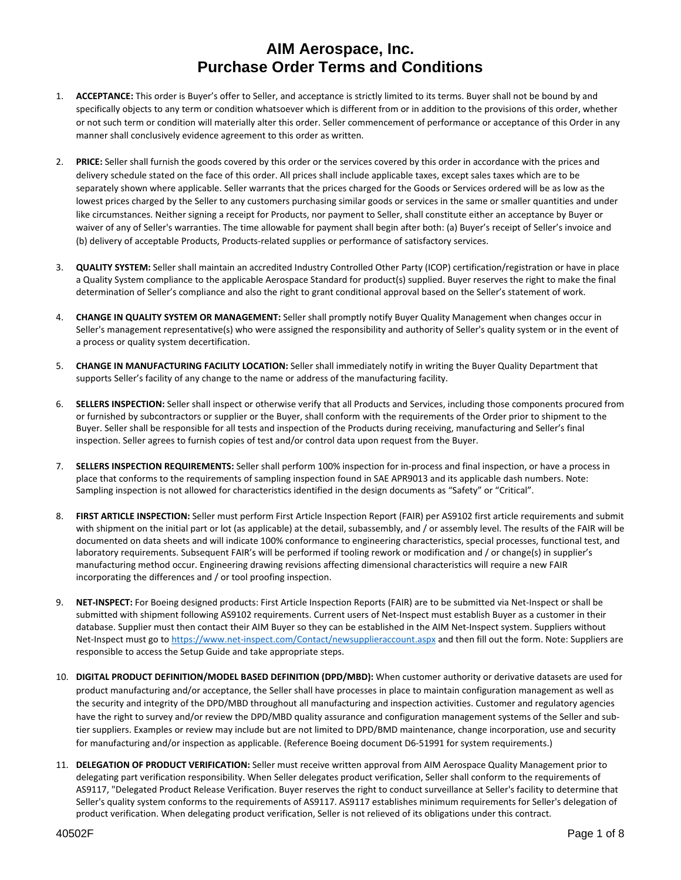# AIM Aerospace, Inc.
# Purchase Order Terms and Conditions

1. **ACCEPTANCE:** This order is Buyer's offer to Seller, and acceptance is strictly limited to its terms. Buyer shall not be bound by and specifically objects to any term or condition whatsoever which is different from or in addition to the provisions of this order, whether or not such term or condition will materially alter this order. Seller commencement of performance or acceptance of this Order in any manner shall conclusively evidence agreement to this order as written.

2. **PRICE:** Seller shall furnish the goods covered by this order or the services covered by this order in accordance with the prices and delivery schedule stated on the face of this order. All prices shall include applicable taxes, except sales taxes which are to be separately shown where applicable. Seller warrants that the prices charged for the Goods or Services ordered will be as low as the lowest prices charged by the Seller to any customers purchasing similar goods or services in the same or smaller quantities and under like circumstances. Neither signing a receipt for Products, nor payment to Seller, shall constitute either an acceptance by Buyer or waiver of any of Seller's warranties. The time allowable for payment shall begin after both: (a) Buyer's receipt of Seller's invoice and (b) delivery of acceptable Products, Products-related supplies or performance of satisfactory services.

3. **QUALITY SYSTEM:** Seller shall maintain an accredited Industry Controlled Other Party (ICOP) certification/registration or have in place a Quality System compliance to the applicable Aerospace Standard for product(s) supplied. Buyer reserves the right to make the final determination of Seller's compliance and also the right to grant conditional approval based on the Seller's statement of work.

4. **CHANGE IN QUALITY SYSTEM OR MANAGEMENT:** Seller shall promptly notify Buyer Quality Management when changes occur in Seller's management representative(s) who were assigned the responsibility and authority of Seller's quality system or in the event of a process or quality system decertification.

5. **CHANGE IN MANUFACTURING FACILITY LOCATION:** Seller shall immediately notify in writing the Buyer Quality Department that supports Seller's facility of any change to the name or address of the manufacturing facility.

6. **SELLERS INSPECTION:** Seller shall inspect or otherwise verify that all Products and Services, including those components procured from or furnished by subcontractors or supplier or the Buyer, shall conform with the requirements of the Order prior to shipment to the Buyer. Seller shall be responsible for all tests and inspection of the Products during receiving, manufacturing and Seller's final inspection. Seller agrees to furnish copies of test and/or control data upon request from the Buyer.

7. **SELLERS INSPECTION REQUIREMENTS:** Seller shall perform 100% inspection for in-process and final inspection, or have a process in place that conforms to the requirements of sampling inspection found in SAE APR9013 and its applicable dash numbers. Note: Sampling inspection is not allowed for characteristics identified in the design documents as "Safety" or "Critical".

8. **FIRST ARTICLE INSPECTION:** Seller must perform First Article Inspection Report (FAIR) per AS9102 first article requirements and submit with shipment on the initial part or lot (as applicable) at the detail, subassembly, and / or assembly level. The results of the FAIR will be documented on data sheets and will indicate 100% conformance to engineering characteristics, special processes, functional test, and laboratory requirements. Subsequent FAIR's will be performed if tooling rework or modification and / or change(s) in supplier's manufacturing method occur. Engineering drawing revisions affecting dimensional characteristics will require a new FAIR incorporating the differences and / or tool proofing inspection.

9. **NET-INSPECT:** For Boeing designed products: First Article Inspection Reports (FAIR) are to be submitted via Net-Inspect or shall be submitted with shipment following AS9102 requirements. Current users of Net-Inspect must establish Buyer as a customer in their database. Supplier must then contact their AIM Buyer so they can be established in the AIM Net-Inspect system. Suppliers without Net-Inspect must go to https://www.net-inspect.com/Contact/newsupplieraccount.aspx and then fill out the form. Note: Suppliers are responsible to access the Setup Guide and take appropriate steps.

10. **DIGITAL PRODUCT DEFINITION/MODEL BASED DEFINITION (DPD/MBD):** When customer authority or derivative datasets are used for product manufacturing and/or acceptance, the Seller shall have processes in place to maintain configuration management as well as the security and integrity of the DPD/MBD throughout all manufacturing and inspection activities. Customer and regulatory agencies have the right to survey and/or review the DPD/MBD quality assurance and configuration management systems of the Seller and sub-tier suppliers. Examples or review may include but are not limited to DPD/BMD maintenance, change incorporation, use and security for manufacturing and/or inspection as applicable. (Reference Boeing document D6-51991 for system requirements.)

11. **DELEGATION OF PRODUCT VERIFICATION:** Seller must receive written approval from AIM Aerospace Quality Management prior to delegating part verification responsibility. When Seller delegates product verification, Seller shall conform to the requirements of AS9117, "Delegated Product Release Verification. Buyer reserves the right to conduct surveillance at Seller's facility to determine that Seller's quality system conforms to the requirements of AS9117. AS9117 establishes minimum requirements for Seller's delegation of product verification. When delegating product verification, Seller is not relieved of its obligations under this contract.

40502F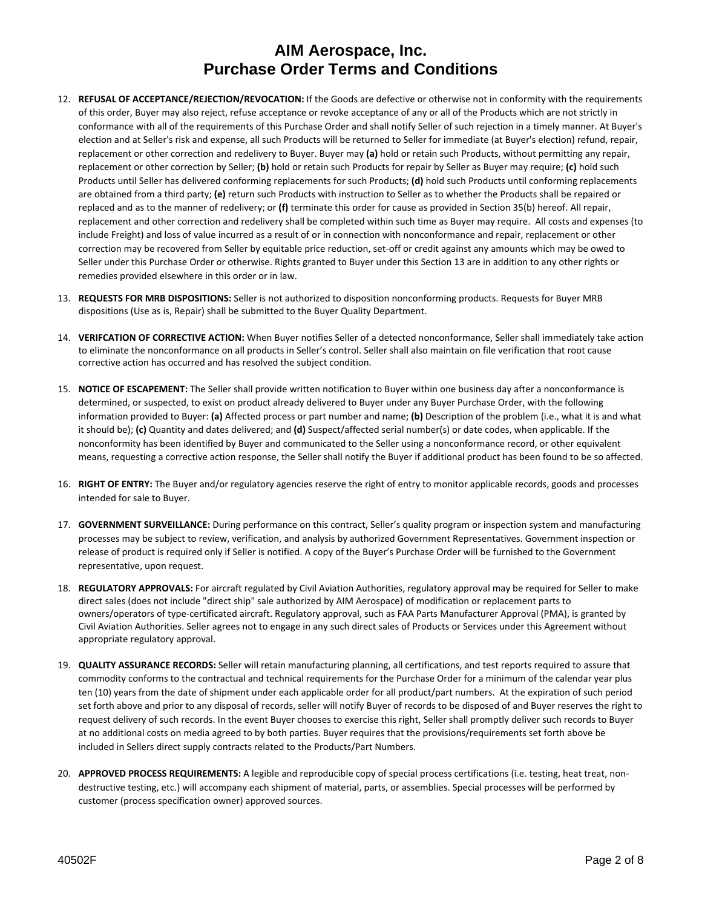# AIM Aerospace, Inc.
# Purchase Order Terms and Conditions

12. **REFUSAL OF ACCEPTANCE/REJECTION/REVOCATION:** If the Goods are defective or otherwise not in conformity with the requirements of this order, Buyer may also reject, refuse acceptance or revoke acceptance of any or all of the Products which are not strictly in conformance with all of the requirements of this Purchase Order and shall notify Seller of such rejection in a timely manner. At Buyer's election and at Seller's risk and expense, all such Products will be returned to Seller for immediate (at Buyer's election) refund, repair, replacement or other correction and redelivery to Buyer. Buyer may **(a)** hold or retain such Products, without permitting any repair, replacement or other correction by Seller; **(b)** hold or retain such Products for repair by Seller as Buyer may require; **(c)** hold such Products until Seller has delivered conforming replacements for such Products; **(d)** hold such Products until conforming replacements are obtained from a third party; **(e)** return such Products with instruction to Seller as to whether the Products shall be repaired or replaced and as to the manner of redelivery; or **(f)** terminate this order for cause as provided in Section 35(b) hereof. All repair, replacement and other correction and redelivery shall be completed within such time as Buyer may require. All costs and expenses (to include Freight) and loss of value incurred as a result of or in connection with nonconformance and repair, replacement or other correction may be recovered from Seller by equitable price reduction, set-off or credit against any amounts which may be owed to Seller under this Purchase Order or otherwise. Rights granted to Buyer under this Section 13 are in addition to any other rights or remedies provided elsewhere in this order or in law.

13. **REQUESTS FOR MRB DISPOSITIONS:** Seller is not authorized to disposition nonconforming products. Requests for Buyer MRB dispositions (Use as is, Repair) shall be submitted to the Buyer Quality Department.

14. **VERIFCATION OF CORRECTIVE ACTION:** When Buyer notifies Seller of a detected nonconformance, Seller shall immediately take action to eliminate the nonconformance on all products in Seller's control. Seller shall also maintain on file verification that root cause corrective action has occurred and has resolved the subject condition.

15. **NOTICE OF ESCAPEMENT:** The Seller shall provide written notification to Buyer within one business day after a nonconformance is determined, or suspected, to exist on product already delivered to Buyer under any Buyer Purchase Order, with the following information provided to Buyer: **(a)** Affected process or part number and name; **(b)** Description of the problem (i.e., what it is and what it should be); **(c)** Quantity and dates delivered; and **(d)** Suspect/affected serial number(s) or date codes, when applicable. If the nonconformity has been identified by Buyer and communicated to the Seller using a nonconformance record, or other equivalent means, requesting a corrective action response, the Seller shall notify the Buyer if additional product has been found to be so affected.

16. **RIGHT OF ENTRY:** The Buyer and/or regulatory agencies reserve the right of entry to monitor applicable records, goods and processes intended for sale to Buyer.

17. **GOVERNMENT SURVEILLANCE:** During performance on this contract, Seller's quality program or inspection system and manufacturing processes may be subject to review, verification, and analysis by authorized Government Representatives. Government inspection or release of product is required only if Seller is notified. A copy of the Buyer's Purchase Order will be furnished to the Government representative, upon request.

18. **REGULATORY APPROVALS:** For aircraft regulated by Civil Aviation Authorities, regulatory approval may be required for Seller to make direct sales (does not include "direct ship" sale authorized by AIM Aerospace) of modification or replacement parts to owners/operators of type-certificated aircraft. Regulatory approval, such as FAA Parts Manufacturer Approval (PMA), is granted by Civil Aviation Authorities. Seller agrees not to engage in any such direct sales of Products or Services under this Agreement without appropriate regulatory approval.

19. **QUALITY ASSURANCE RECORDS:** Seller will retain manufacturing planning, all certifications, and test reports required to assure that commodity conforms to the contractual and technical requirements for the Purchase Order for a minimum of the calendar year plus ten (10) years from the date of shipment under each applicable order for all product/part numbers. At the expiration of such period set forth above and prior to any disposal of records, seller will notify Buyer of records to be disposed of and Buyer reserves the right to request delivery of such records. In the event Buyer chooses to exercise this right, Seller shall promptly deliver such records to Buyer at no additional costs on media agreed to by both parties. Buyer requires that the provisions/requirements set forth above be included in Sellers direct supply contracts related to the Products/Part Numbers.

20. **APPROVED PROCESS REQUIREMENTS:** A legible and reproducible copy of special process certifications (i.e. testing, heat treat, non-destructive testing, etc.) will accompany each shipment of material, parts, or assemblies. Special processes will be performed by customer (process specification owner) approved sources.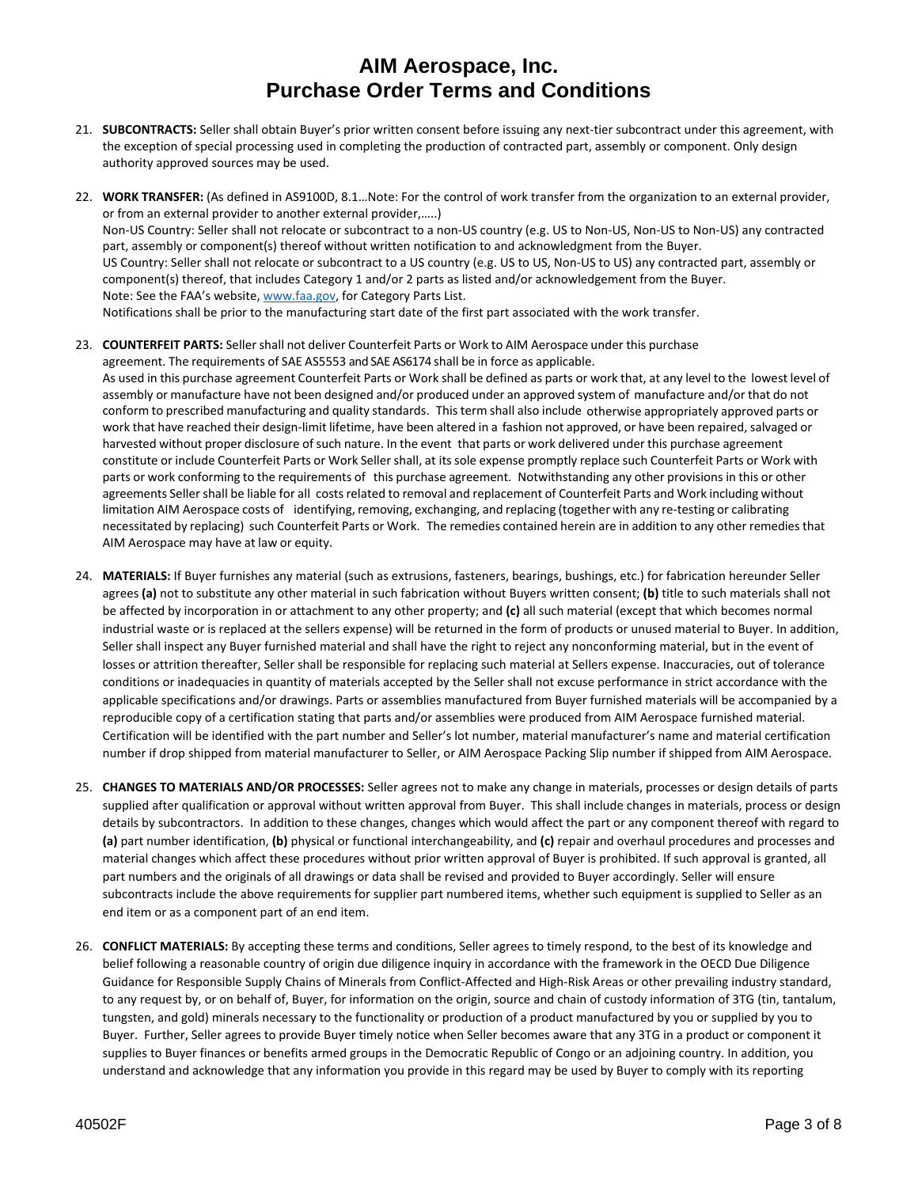# AIM Aerospace, Inc.
# Purchase Order Terms and Conditions

21. **SUBCONTRACTS:** Seller shall obtain Buyer's prior written consent before issuing any next-tier subcontract under this agreement, with the exception of special processing used in completing the production of contracted part, assembly or component. Only design authority approved sources may be used.

22. **WORK TRANSFER:** (As defined in AS9100D, 8.1…Note: For the control of work transfer from the organization to an external provider, or from an external provider to another external provider,…..)
    Non-US Country: Seller shall not relocate or subcontract to a non-US country (e.g. US to Non-US, Non-US to Non-US) any contracted part, assembly or component(s) thereof without written notification to and acknowledgment from the Buyer.
    US Country: Seller shall not relocate or subcontract to a US country (e.g. US to US, Non-US to US) any contracted part, assembly or component(s) thereof, that includes Category 1 and/or 2 parts as listed and/or acknowledgement from the Buyer.
    Note: See the FAA's website, www.faa.gov, for Category Parts List.
    Notifications shall be prior to the manufacturing start date of the first part associated with the work transfer.

23. **COUNTERFEIT PARTS:** Seller shall not deliver Counterfeit Parts or Work to AIM Aerospace under this purchase agreement. The requirements of SAE AS5553 and SAE AS6174 shall be in force as applicable.
    As used in this purchase agreement Counterfeit Parts or Work shall be defined as parts or work that, at any level to the lowest level of assembly or manufacture have not been designed and/or produced under an approved system of manufacture and/or that do not conform to prescribed manufacturing and quality standards. This term shall also include otherwise appropriately approved parts or work that have reached their design-limit lifetime, have been altered in a fashion not approved, or have been repaired, salvaged or harvested without proper disclosure of such nature. In the event that parts or work delivered under this purchase agreement constitute or include Counterfeit Parts or Work Seller shall, at its sole expense promptly replace such Counterfeit Parts or Work with parts or work conforming to the requirements of this purchase agreement. Notwithstanding any other provisions in this or other agreements Seller shall be liable for all costs related to removal and replacement of Counterfeit Parts and Work including without limitation AIM Aerospace costs of identifying, removing, exchanging, and replacing (together with any re-testing or calibrating necessitated by replacing) such Counterfeit Parts or Work. The remedies contained herein are in addition to any other remedies that AIM Aerospace may have at law or equity.

24. **MATERIALS:** If Buyer furnishes any material (such as extrusions, fasteners, bearings, bushings, etc.) for fabrication hereunder Seller agrees **(a)** not to substitute any other material in such fabrication without Buyers written consent; **(b)** title to such materials shall not be affected by incorporation in or attachment to any other property; and **(c)** all such material (except that which becomes normal industrial waste or is replaced at the sellers expense) will be returned in the form of products or unused material to Buyer. In addition, Seller shall inspect any Buyer furnished material and shall have the right to reject any nonconforming material, but in the event of losses or attrition thereafter, Seller shall be responsible for replacing such material at Sellers expense. Inaccuracies, out of tolerance conditions or inadequacies in quantity of materials accepted by the Seller shall not excuse performance in strict accordance with the applicable specifications and/or drawings. Parts or assemblies manufactured from Buyer furnished materials will be accompanied by a reproducible copy of a certification stating that parts and/or assemblies were produced from AIM Aerospace furnished material. Certification will be identified with the part number and Seller's lot number, material manufacturer's name and material certification number if drop shipped from material manufacturer to Seller, or AIM Aerospace Packing Slip number if shipped from AIM Aerospace.

25. **CHANGES TO MATERIALS AND/OR PROCESSES:** Seller agrees not to make any change in materials, processes or design details of parts supplied after qualification or approval without written approval from Buyer. This shall include changes in materials, process or design details by subcontractors. In addition to these changes, changes which would affect the part or any component thereof with regard to **(a)** part number identification, **(b)** physical or functional interchangeability, and **(c)** repair and overhaul procedures and processes and material changes which affect these procedures without prior written approval of Buyer is prohibited. If such approval is granted, all part numbers and the originals of all drawings or data shall be revised and provided to Buyer accordingly. Seller will ensure subcontracts include the above requirements for supplier part numbered items, whether such equipment is supplied to Seller as an end item or as a component part of an end item.

26. **CONFLICT MATERIALS:** By accepting these terms and conditions, Seller agrees to timely respond, to the best of its knowledge and belief following a reasonable country of origin due diligence inquiry in accordance with the framework in the OECD Due Diligence Guidance for Responsible Supply Chains of Minerals from Conflict-Affected and High-Risk Areas or other prevailing industry standard, to any request by, or on behalf of, Buyer, for information on the origin, source and chain of custody information of 3TG (tin, tantalum, tungsten, and gold) minerals necessary to the functionality or production of a product manufactured by you or supplied by you to Buyer. Further, Seller agrees to provide Buyer timely notice when Seller becomes aware that any 3TG in a product or component it supplies to Buyer finances or benefits armed groups in the Democratic Republic of Congo or an adjoining country. In addition, you understand and acknowledge that any information you provide in this regard may be used by Buyer to comply with its reporting

40502F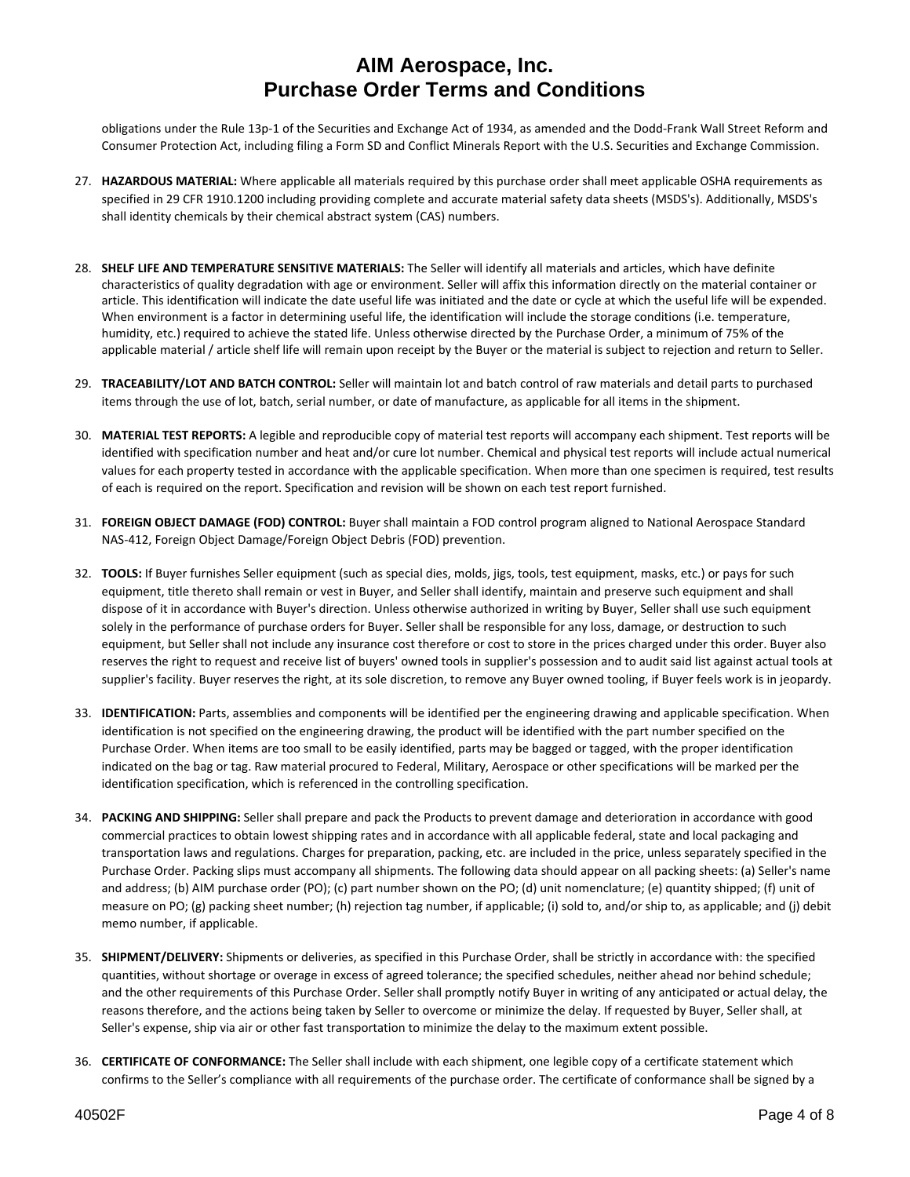obligations under the Rule 13p-1 of the Securities and Exchange Act of 1934, as amended and the Dodd-Frank Wall Street Reform and Consumer Protection Act, including filing a Form SD and Conflict Minerals Report with the U.S. Securities and Exchange Commission.

27. **HAZARDOUS MATERIAL:** Where applicable all materials required by this purchase order shall meet applicable OSHA requirements as specified in 29 CFR 1910.1200 including providing complete and accurate material safety data sheets (MSDS's). Additionally, MSDS's shall identity chemicals by their chemical abstract system (CAS) numbers.

28. **SHELF LIFE AND TEMPERATURE SENSITIVE MATERIALS:** The Seller will identify all materials and articles, which have definite characteristics of quality degradation with age or environment. Seller will affix this information directly on the material container or article. This identification will indicate the date useful life was initiated and the date or cycle at which the useful life will be expended. When environment is a factor in determining useful life, the identification will include the storage conditions (i.e. temperature, humidity, etc.) required to achieve the stated life. Unless otherwise directed by the Purchase Order, a minimum of 75% of the applicable material / article shelf life will remain upon receipt by the Buyer or the material is subject to rejection and return to Seller.

29. **TRACEABILITY/LOT AND BATCH CONTROL:** Seller will maintain lot and batch control of raw materials and detail parts to purchased items through the use of lot, batch, serial number, or date of manufacture, as applicable for all items in the shipment.

30. **MATERIAL TEST REPORTS:** A legible and reproducible copy of material test reports will accompany each shipment. Test reports will be identified with specification number and heat and/or cure lot number. Chemical and physical test reports will include actual numerical values for each property tested in accordance with the applicable specification. When more than one specimen is required, test results of each is required on the report. Specification and revision will be shown on each test report furnished.

31. **FOREIGN OBJECT DAMAGE (FOD) CONTROL:** Buyer shall maintain a FOD control program aligned to National Aerospace Standard NAS-412, Foreign Object Damage/Foreign Object Debris (FOD) prevention.

32. **TOOLS:** If Buyer furnishes Seller equipment (such as special dies, molds, jigs, tools, test equipment, masks, etc.) or pays for such equipment, title thereto shall remain or vest in Buyer, and Seller shall identify, maintain and preserve such equipment and shall dispose of it in accordance with Buyer's direction. Unless otherwise authorized in writing by Buyer, Seller shall use such equipment solely in the performance of purchase orders for Buyer. Seller shall be responsible for any loss, damage, or destruction to such equipment, but Seller shall not include any insurance cost therefore or cost to store in the prices charged under this order. Buyer also reserves the right to request and receive list of buyers' owned tools in supplier's possession and to audit said list against actual tools at supplier's facility. Buyer reserves the right, at its sole discretion, to remove any Buyer owned tooling, if Buyer feels work is in jeopardy.

33. **IDENTIFICATION:** Parts, assemblies and components will be identified per the engineering drawing and applicable specification. When identification is not specified on the engineering drawing, the product will be identified with the part number specified on the Purchase Order. When items are too small to be easily identified, parts may be bagged or tagged, with the proper identification indicated on the bag or tag. Raw material procured to Federal, Military, Aerospace or other specifications will be marked per the identification specification, which is referenced in the controlling specification.

34. **PACKING AND SHIPPING:** Seller shall prepare and pack the Products to prevent damage and deterioration in accordance with good commercial practices to obtain lowest shipping rates and in accordance with all applicable federal, state and local packaging and transportation laws and regulations. Charges for preparation, packing, etc. are included in the price, unless separately specified in the Purchase Order. Packing slips must accompany all shipments. The following data should appear on all packing sheets: (a) Seller's name and address; (b) AIM purchase order (PO); (c) part number shown on the PO; (d) unit nomenclature; (e) quantity shipped; (f) unit of measure on PO; (g) packing sheet number; (h) rejection tag number, if applicable; (i) sold to, and/or ship to, as applicable; and (j) debit memo number, if applicable.

35. **SHIPMENT/DELIVERY:** Shipments or deliveries, as specified in this Purchase Order, shall be strictly in accordance with: the specified quantities, without shortage or overage in excess of agreed tolerance; the specified schedules, neither ahead nor behind schedule; and the other requirements of this Purchase Order. Seller shall promptly notify Buyer in writing of any anticipated or actual delay, the reasons therefore, and the actions being taken by Seller to overcome or minimize the delay. If requested by Buyer, Seller shall, at Seller's expense, ship via air or other fast transportation to minimize the delay to the maximum extent possible.

36. **CERTIFICATE OF CONFORMANCE:** The Seller shall include with each shipment, one legible copy of a certificate statement which confirms to the Seller's compliance with all requirements of the purchase order. The certificate of conformance shall be signed by a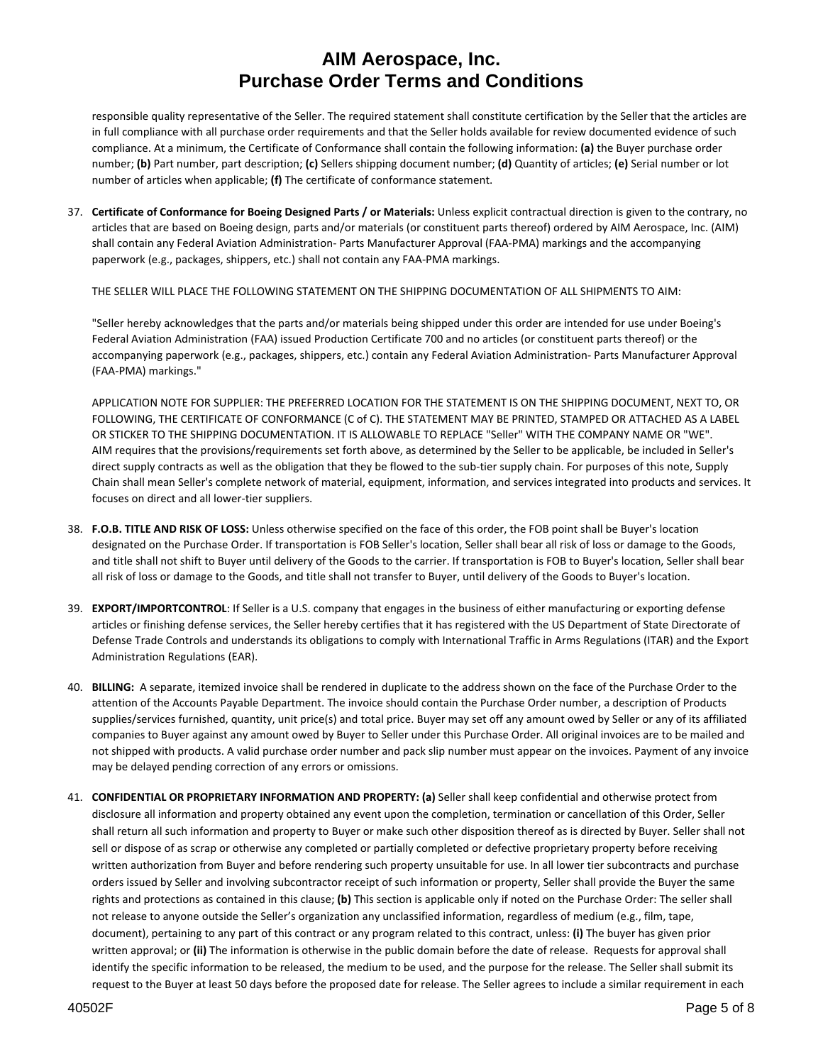responsible quality representative of the Seller. The required statement shall constitute certification by the Seller that the articles are in full compliance with all purchase order requirements and that the Seller holds available for review documented evidence of such compliance. At a minimum, the Certificate of Conformance shall contain the following information: **(a)** the Buyer purchase order number; **(b)** Part number, part description; **(c)** Sellers shipping document number; **(d)** Quantity of articles; **(e)** Serial number or lot number of articles when applicable; **(f)** The certificate of conformance statement.

37. **Certificate of Conformance for Boeing Designed Parts / or Materials:** Unless explicit contractual direction is given to the contrary, no articles that are based on Boeing design, parts and/or materials (or constituent parts thereof) ordered by AIM Aerospace, Inc. (AIM) shall contain any Federal Aviation Administration- Parts Manufacturer Approval (FAA-PMA) markings and the accompanying paperwork (e.g., packages, shippers, etc.) shall not contain any FAA-PMA markings.

    THE SELLER WILL PLACE THE FOLLOWING STATEMENT ON THE SHIPPING DOCUMENTATION OF ALL SHIPMENTS TO AIM:

    "Seller hereby acknowledges that the parts and/or materials being shipped under this order are intended for use under Boeing's Federal Aviation Administration (FAA) issued Production Certificate 700 and no articles (or constituent parts thereof) or the accompanying paperwork (e.g., packages, shippers, etc.) contain any Federal Aviation Administration- Parts Manufacturer Approval (FAA-PMA) markings."

    APPLICATION NOTE FOR SUPPLIER: THE PREFERRED LOCATION FOR THE STATEMENT IS ON THE SHIPPING DOCUMENT, NEXT TO, OR FOLLOWING, THE CERTIFICATE OF CONFORMANCE (C of C). THE STATEMENT MAY BE PRINTED, STAMPED OR ATTACHED AS A LABEL OR STICKER TO THE SHIPPING DOCUMENTATION. IT IS ALLOWABLE TO REPLACE "Seller" WITH THE COMPANY NAME OR "WE".
    AIM requires that the provisions/requirements set forth above, as determined by the Seller to be applicable, be included in Seller's direct supply contracts as well as the obligation that they be flowed to the sub-tier supply chain. For purposes of this note, Supply Chain shall mean Seller's complete network of material, equipment, information, and services integrated into products and services. It focuses on direct and all lower-tier suppliers.

38. **F.O.B. TITLE AND RISK OF LOSS:** Unless otherwise specified on the face of this order, the FOB point shall be Buyer's location designated on the Purchase Order. If transportation is FOB Seller's location, Seller shall bear all risk of loss or damage to the Goods, and title shall not shift to Buyer until delivery of the Goods to the carrier. If transportation is FOB to Buyer's location, Seller shall bear all risk of loss or damage to the Goods, and title shall not transfer to Buyer, until delivery of the Goods to Buyer's location.

39. **EXPORT/IMPORTCONTROL**: If Seller is a U.S. company that engages in the business of either manufacturing or exporting defense articles or finishing defense services, the Seller hereby certifies that it has registered with the US Department of State Directorate of Defense Trade Controls and understands its obligations to comply with International Traffic in Arms Regulations (ITAR) and the Export Administration Regulations (EAR).

40. **BILLING:** A separate, itemized invoice shall be rendered in duplicate to the address shown on the face of the Purchase Order to the attention of the Accounts Payable Department. The invoice should contain the Purchase Order number, a description of Products supplies/services furnished, quantity, unit price(s) and total price. Buyer may set off any amount owed by Seller or any of its affiliated companies to Buyer against any amount owed by Buyer to Seller under this Purchase Order. All original invoices are to be mailed and not shipped with products. A valid purchase order number and pack slip number must appear on the invoices. Payment of any invoice may be delayed pending correction of any errors or omissions.

41. **CONFIDENTIAL OR PROPRIETARY INFORMATION AND PROPERTY: (a)** Seller shall keep confidential and otherwise protect from disclosure all information and property obtained any event upon the completion, termination or cancellation of this Order, Seller shall return all such information and property to Buyer or make such other disposition thereof as is directed by Buyer. Seller shall not sell or dispose of as scrap or otherwise any completed or partially completed or defective proprietary property before receiving written authorization from Buyer and before rendering such property unsuitable for use. In all lower tier subcontracts and purchase orders issued by Seller and involving subcontractor receipt of such information or property, Seller shall provide the Buyer the same rights and protections as contained in this clause; **(b)** This section is applicable only if noted on the Purchase Order: The seller shall not release to anyone outside the Seller's organization any unclassified information, regardless of medium (e.g., film, tape, document), pertaining to any part of this contract or any program related to this contract, unless: **(i)** The buyer has given prior written approval; or **(ii)** The information is otherwise in the public domain before the date of release. Requests for approval shall identify the specific information to be released, the medium to be used, and the purpose for the release. The Seller shall submit its request to the Buyer at least 50 days before the proposed date for release. The Seller agrees to include a similar requirement in each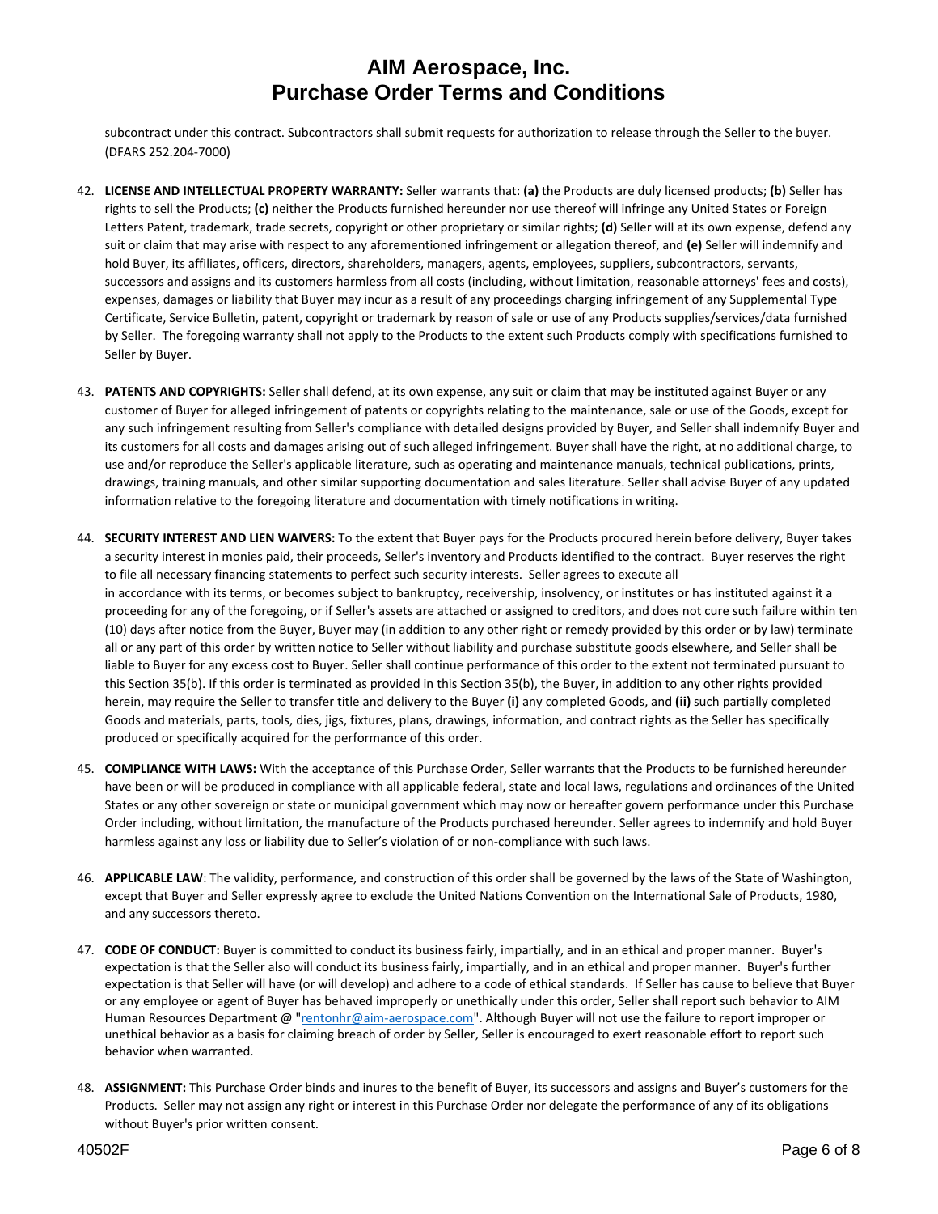subcontract under this contract. Subcontractors shall submit requests for authorization to release through the Seller to the buyer. (DFARS 252.204-7000)

42. **LICENSE AND INTELLECTUAL PROPERTY WARRANTY:** Seller warrants that: **(a)** the Products are duly licensed products; **(b)** Seller has rights to sell the Products; **(c)** neither the Products furnished hereunder nor use thereof will infringe any United States or Foreign Letters Patent, trademark, trade secrets, copyright or other proprietary or similar rights; **(d)** Seller will at its own expense, defend any suit or claim that may arise with respect to any aforementioned infringement or allegation thereof, and **(e)** Seller will indemnify and hold Buyer, its affiliates, officers, directors, shareholders, managers, agents, employees, suppliers, subcontractors, servants, successors and assigns and its customers harmless from all costs (including, without limitation, reasonable attorneys' fees and costs), expenses, damages or liability that Buyer may incur as a result of any proceedings charging infringement of any Supplemental Type Certificate, Service Bulletin, patent, copyright or trademark by reason of sale or use of any Products supplies/services/data furnished by Seller. The foregoing warranty shall not apply to the Products to the extent such Products comply with specifications furnished to Seller by Buyer.

43. **PATENTS AND COPYRIGHTS:** Seller shall defend, at its own expense, any suit or claim that may be instituted against Buyer or any customer of Buyer for alleged infringement of patents or copyrights relating to the maintenance, sale or use of the Goods, except for any such infringement resulting from Seller's compliance with detailed designs provided by Buyer, and Seller shall indemnify Buyer and its customers for all costs and damages arising out of such alleged infringement. Buyer shall have the right, at no additional charge, to use and/or reproduce the Seller's applicable literature, such as operating and maintenance manuals, technical publications, prints, drawings, training manuals, and other similar supporting documentation and sales literature. Seller shall advise Buyer of any updated information relative to the foregoing literature and documentation with timely notifications in writing.

44. **SECURITY INTEREST AND LIEN WAIVERS:** To the extent that Buyer pays for the Products procured herein before delivery, Buyer takes a security interest in monies paid, their proceeds, Seller's inventory and Products identified to the contract. Buyer reserves the right to file all necessary financing statements to perfect such security interests. Seller agrees to execute all
in accordance with its terms, or becomes subject to bankruptcy, receivership, insolvency, or institutes or has instituted against it a proceeding for any of the foregoing, or if Seller's assets are attached or assigned to creditors, and does not cure such failure within ten (10) days after notice from the Buyer, Buyer may (in addition to any other right or remedy provided by this order or by law) terminate all or any part of this order by written notice to Seller without liability and purchase substitute goods elsewhere, and Seller shall be liable to Buyer for any excess cost to Buyer. Seller shall continue performance of this order to the extent not terminated pursuant to this Section 35(b). If this order is terminated as provided in this Section 35(b), the Buyer, in addition to any other rights provided herein, may require the Seller to transfer title and delivery to the Buyer **(i)** any completed Goods, and **(ii)** such partially completed Goods and materials, parts, tools, dies, jigs, fixtures, plans, drawings, information, and contract rights as the Seller has specifically produced or specifically acquired for the performance of this order.

45. **COMPLIANCE WITH LAWS:** With the acceptance of this Purchase Order, Seller warrants that the Products to be furnished hereunder have been or will be produced in compliance with all applicable federal, state and local laws, regulations and ordinances of the United States or any other sovereign or state or municipal government which may now or hereafter govern performance under this Purchase Order including, without limitation, the manufacture of the Products purchased hereunder. Seller agrees to indemnify and hold Buyer harmless against any loss or liability due to Seller's violation of or non-compliance with such laws.

46. **APPLICABLE LAW**: The validity, performance, and construction of this order shall be governed by the laws of the State of Washington, except that Buyer and Seller expressly agree to exclude the United Nations Convention on the International Sale of Products, 1980, and any successors thereto.

47. **CODE OF CONDUCT:** Buyer is committed to conduct its business fairly, impartially, and in an ethical and proper manner. Buyer's expectation is that the Seller also will conduct its business fairly, impartially, and in an ethical and proper manner. Buyer's further expectation is that Seller will have (or will develop) and adhere to a code of ethical standards. If Seller has cause to believe that Buyer or any employee or agent of Buyer has behaved improperly or unethically under this order, Seller shall report such behavior to AIM Human Resources Department @ "rentonhr@aim-aerospace.com". Although Buyer will not use the failure to report improper or unethical behavior as a basis for claiming breach of order by Seller, Seller is encouraged to exert reasonable effort to report such behavior when warranted.

48. **ASSIGNMENT:** This Purchase Order binds and inures to the benefit of Buyer, its successors and assigns and Buyer's customers for the Products. Seller may not assign any right or interest in this Purchase Order nor delegate the performance of any of its obligations without Buyer's prior written consent.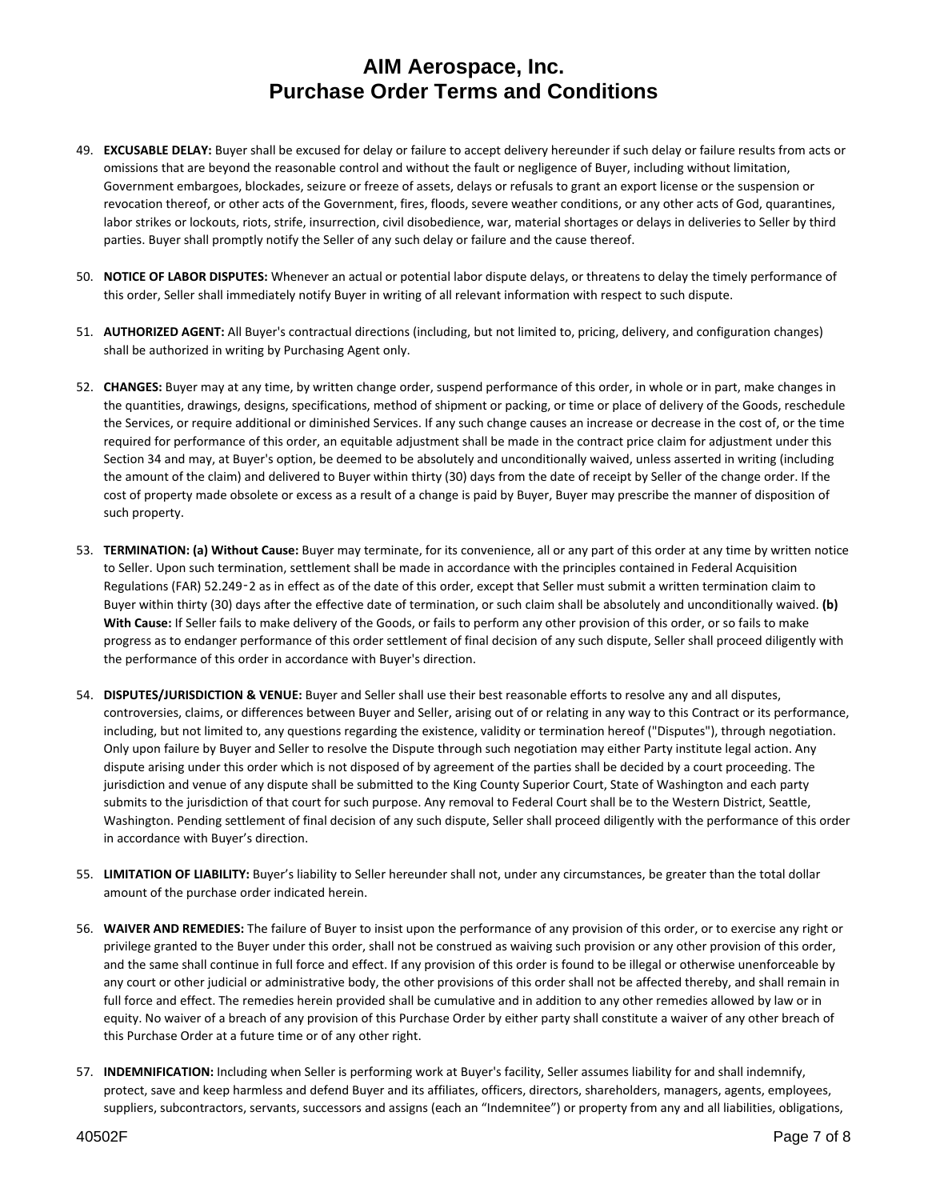# AIM Aerospace, Inc.
# Purchase Order Terms and Conditions

49. **EXCUSABLE DELAY:** Buyer shall be excused for delay or failure to accept delivery hereunder if such delay or failure results from acts or omissions that are beyond the reasonable control and without the fault or negligence of Buyer, including without limitation, Government embargoes, blockades, seizure or freeze of assets, delays or refusals to grant an export license or the suspension or revocation thereof, or other acts of the Government, fires, floods, severe weather conditions, or any other acts of God, quarantines, labor strikes or lockouts, riots, strife, insurrection, civil disobedience, war, material shortages or delays in deliveries to Seller by third parties. Buyer shall promptly notify the Seller of any such delay or failure and the cause thereof.

50. **NOTICE OF LABOR DISPUTES:** Whenever an actual or potential labor dispute delays, or threatens to delay the timely performance of this order, Seller shall immediately notify Buyer in writing of all relevant information with respect to such dispute.

51. **AUTHORIZED AGENT:** All Buyer's contractual directions (including, but not limited to, pricing, delivery, and configuration changes) shall be authorized in writing by Purchasing Agent only.

52. **CHANGES:** Buyer may at any time, by written change order, suspend performance of this order, in whole or in part, make changes in the quantities, drawings, designs, specifications, method of shipment or packing, or time or place of delivery of the Goods, reschedule the Services, or require additional or diminished Services. If any such change causes an increase or decrease in the cost of, or the time required for performance of this order, an equitable adjustment shall be made in the contract price claim for adjustment under this Section 34 and may, at Buyer's option, be deemed to be absolutely and unconditionally waived, unless asserted in writing (including the amount of the claim) and delivered to Buyer within thirty (30) days from the date of receipt by Seller of the change order. If the cost of property made obsolete or excess as a result of a change is paid by Buyer, Buyer may prescribe the manner of disposition of such property.

53. **TERMINATION: (a) Without Cause:** Buyer may terminate, for its convenience, all or any part of this order at any time by written notice to Seller. Upon such termination, settlement shall be made in accordance with the principles contained in Federal Acquisition Regulations (FAR) 52.249-2 as in effect as of the date of this order, except that Seller must submit a written termination claim to Buyer within thirty (30) days after the effective date of termination, or such claim shall be absolutely and unconditionally waived. **(b) With Cause:** If Seller fails to make delivery of the Goods, or fails to perform any other provision of this order, or so fails to make progress as to endanger performance of this order settlement of final decision of any such dispute, Seller shall proceed diligently with the performance of this order in accordance with Buyer's direction.

54. **DISPUTES/JURISDICTION & VENUE:** Buyer and Seller shall use their best reasonable efforts to resolve any and all disputes, controversies, claims, or differences between Buyer and Seller, arising out of or relating in any way to this Contract or its performance, including, but not limited to, any questions regarding the existence, validity or termination hereof ("Disputes"), through negotiation. Only upon failure by Buyer and Seller to resolve the Dispute through such negotiation may either Party institute legal action. Any dispute arising under this order which is not disposed of by agreement of the parties shall be decided by a court proceeding. The jurisdiction and venue of any dispute shall be submitted to the King County Superior Court, State of Washington and each party submits to the jurisdiction of that court for such purpose. Any removal to Federal Court shall be to the Western District, Seattle, Washington. Pending settlement of final decision of any such dispute, Seller shall proceed diligently with the performance of this order in accordance with Buyer's direction.

55. **LIMITATION OF LIABILITY:** Buyer's liability to Seller hereunder shall not, under any circumstances, be greater than the total dollar amount of the purchase order indicated herein.

56. **WAIVER AND REMEDIES:** The failure of Buyer to insist upon the performance of any provision of this order, or to exercise any right or privilege granted to the Buyer under this order, shall not be construed as waiving such provision or any other provision of this order, and the same shall continue in full force and effect. If any provision of this order is found to be illegal or otherwise unenforceable by any court or other judicial or administrative body, the other provisions of this order shall not be affected thereby, and shall remain in full force and effect. The remedies herein provided shall be cumulative and in addition to any other remedies allowed by law or in equity. No waiver of a breach of any provision of this Purchase Order by either party shall constitute a waiver of any other breach of this Purchase Order at a future time or of any other right.

57. **INDEMNIFICATION:** Including when Seller is performing work at Buyer's facility, Seller assumes liability for and shall indemnify, protect, save and keep harmless and defend Buyer and its affiliates, officers, directors, shareholders, managers, agents, employees, suppliers, subcontractors, servants, successors and assigns (each an "Indemnitee") or property from any and all liabilities, obligations,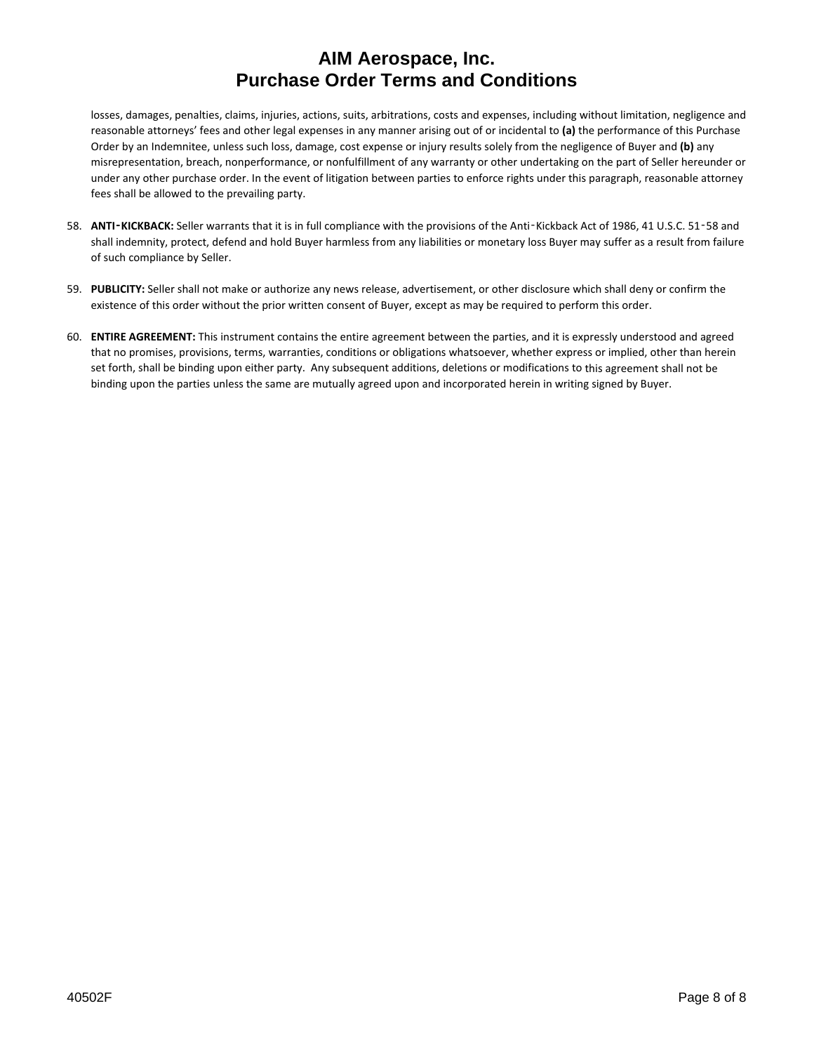losses, damages, penalties, claims, injuries, actions, suits, arbitrations, costs and expenses, including without limitation, negligence and reasonable attorneys' fees and other legal expenses in any manner arising out of or incidental to **(a)** the performance of this Purchase Order by an Indemnitee, unless such loss, damage, cost expense or injury results solely from the negligence of Buyer and **(b)** any misrepresentation, breach, nonperformance, or nonfulfillment of any warranty or other undertaking on the part of Seller hereunder or under any other purchase order. In the event of litigation between parties to enforce rights under this paragraph, reasonable attorney fees shall be allowed to the prevailing party.

58. **ANTI-KICKBACK:** Seller warrants that it is in full compliance with the provisions of the Anti-Kickback Act of 1986, 41 U.S.C. 51-58 and shall indemnity, protect, defend and hold Buyer harmless from any liabilities or monetary loss Buyer may suffer as a result from failure of such compliance by Seller.

59. **PUBLICITY:** Seller shall not make or authorize any news release, advertisement, or other disclosure which shall deny or confirm the existence of this order without the prior written consent of Buyer, except as may be required to perform this order.

60. **ENTIRE AGREEMENT:** This instrument contains the entire agreement between the parties, and it is expressly understood and agreed that no promises, provisions, terms, warranties, conditions or obligations whatsoever, whether express or implied, other than herein set forth, shall be binding upon either party. Any subsequent additions, deletions or modifications to this agreement shall not be binding upon the parties unless the same are mutually agreed upon and incorporated herein in writing signed by Buyer.